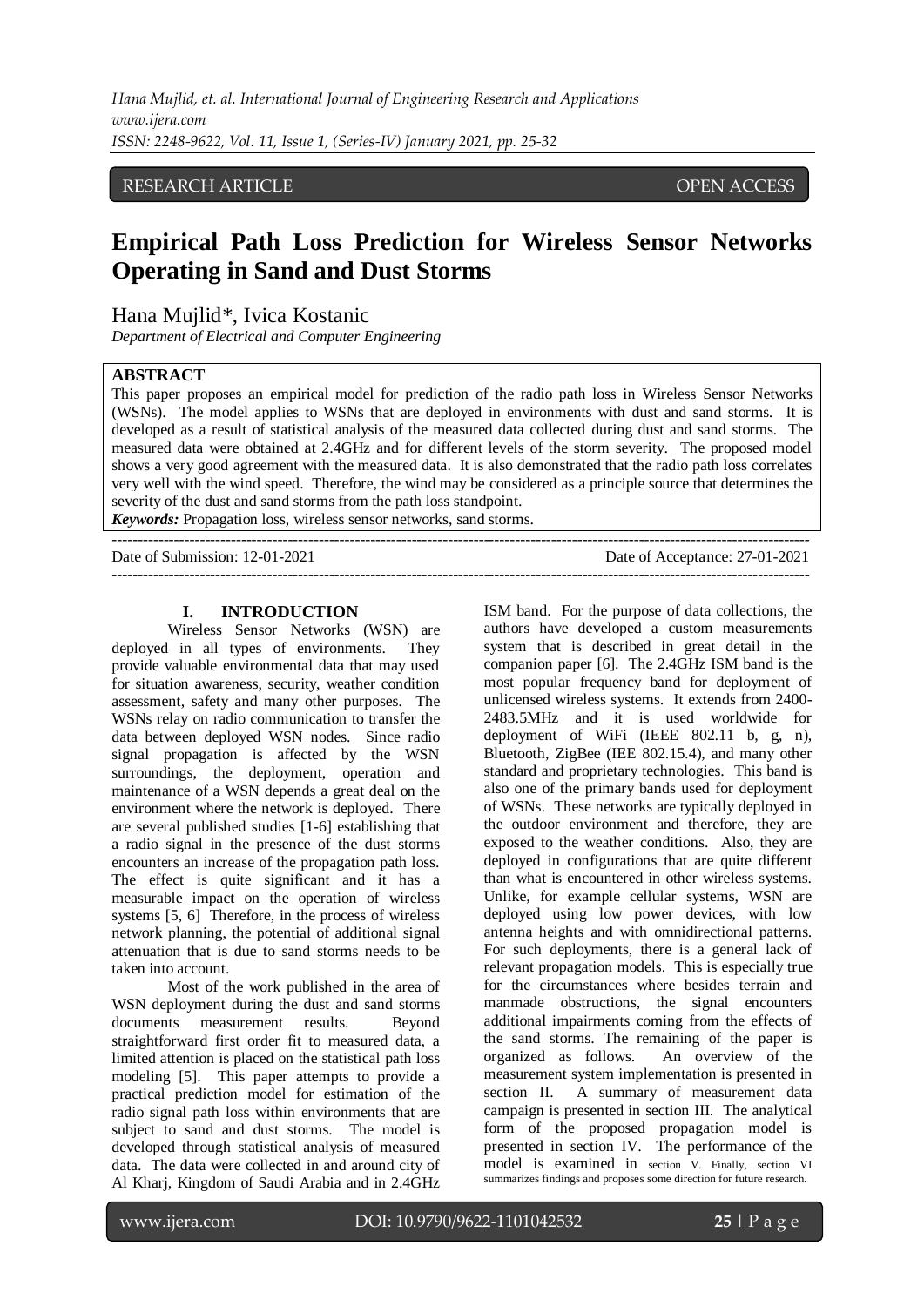RESEARCH ARTICLE OPEN ACCESS

# Empirical Path Loss Prediction for Wireless Sensor Networks Operating in Sand and Dust Storms

Hana Mujlid*, Ivica Kostanic

*Department of Electrical and Computer Engineering*

## ABSTRACT

This paper proposes an empirical model for prediction of the radio path loss in Wireless Sensor Networks (WSNs). The model applies to WSNs that are deployed in environments with dust and sand storms. It is developed as a result of statistical analysis of the measured data collected during dust and sand storms. The measured data were obtained at 2.4GHz and for different levels of the storm severity. The proposed model shows a very good agreement with the measured data. It is also demonstrated that the radio path loss correlates very well with the wind speed. Therefore, the wind may be considered as a principle source that determines the severity of the dust and sand storms from the path loss standpoint.

***Keywords:*** Propagation loss, wireless sensor networks, sand storms.

---

Date of Submission: 12-01-2021 Date of Acceptance: 27-01-2021

---

## I. INTRODUCTION

Wireless Sensor Networks (WSN) are deployed in all types of environments. They provide valuable environmental data that may used for situation awareness, security, weather condition assessment, safety and many other purposes. The WSNs relay on radio communication to transfer the data between deployed WSN nodes. Since radio signal propagation is affected by the WSN surroundings, the deployment, operation and maintenance of a WSN depends a great deal on the environment where the network is deployed. There are several published studies [1-6] establishing that a radio signal in the presence of the dust storms encounters an increase of the propagation path loss. The effect is quite significant and it has a measurable impact on the operation of wireless systems [5, 6] Therefore, in the process of wireless network planning, the potential of additional signal attenuation that is due to sand storms needs to be taken into account.

Most of the work published in the area of WSN deployment during the dust and sand storms documents measurement results. Beyond straightforward first order fit to measured data, a limited attention is placed on the statistical path loss modeling [5]. This paper attempts to provide a practical prediction model for estimation of the radio signal path loss within environments that are subject to sand and dust storms. The model is developed through statistical analysis of measured data. The data were collected in and around city of Al Kharj, Kingdom of Saudi Arabia and in 2.4GHz ISM band. For the purpose of data collections, the authors have developed a custom measurements system that is described in great detail in the companion paper [6]. The 2.4GHz ISM band is the most popular frequency band for deployment of unlicensed wireless systems. It extends from 2400-2483.5MHz and it is used worldwide for deployment of WiFi (IEEE 802.11 b, g, n), Bluetooth, ZigBee (IEE 802.15.4), and many other standard and proprietary technologies. This band is also one of the primary bands used for deployment of WSNs. These networks are typically deployed in the outdoor environment and therefore, they are exposed to the weather conditions. Also, they are deployed in configurations that are quite different than what is encountered in other wireless systems. Unlike, for example cellular systems, WSN are deployed using low power devices, with low antenna heights and with omnidirectional patterns. For such deployments, there is a general lack of relevant propagation models. This is especially true for the circumstances where besides terrain and manmade obstructions, the signal encounters additional impairments coming from the effects of the sand storms. The remaining of the paper is organized as follows. An overview of the measurement system implementation is presented in section II. A summary of measurement data campaign is presented in section III. The analytical form of the proposed propagation model is presented in section IV. The performance of the model is examined in section V. Finally, section VI summarizes findings and proposes some direction for future research.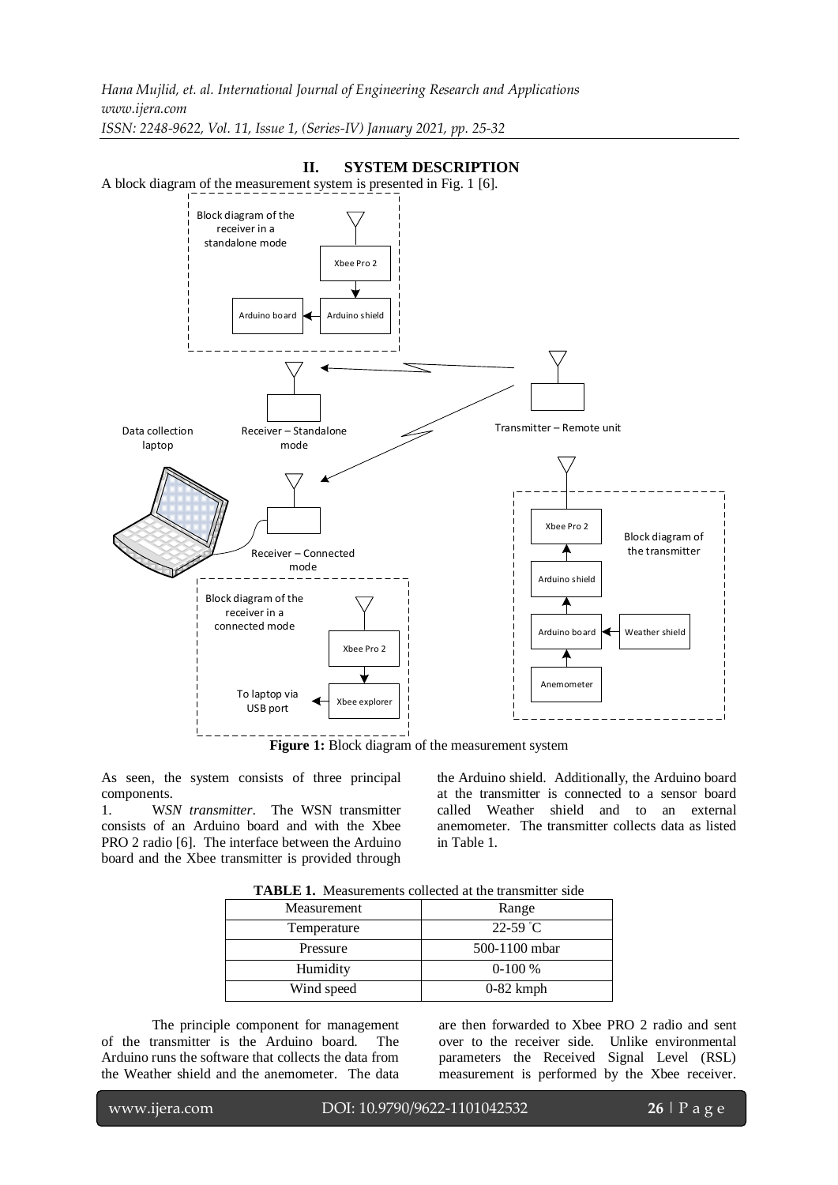## II. SYSTEM DESCRIPTION

A block diagram of the measurement system is presented in Fig. 1 [6].

**Figure 1:** Block diagram of the measurement system

As seen, the system consists of three principal components.

1. W*SN transmitter*. The WSN transmitter consists of an Arduino board and with the Xbee PRO 2 radio [6]. The interface between the Arduino board and the Xbee transmitter is provided through the Arduino shield. Additionally, the Arduino board at the transmitter is connected to a sensor board called Weather shield and to an external anemometer. The transmitter collects data as listed in Table 1.

**TABLE 1.** Measurements collected at the transmitter side

| Measurement | Range |
|---|---|
| Temperature | 22-59 °C |
| Pressure | 500-1100 mbar |
| Humidity | 0-100 % |
| Wind speed | 0-82 kmph |

The principle component for management of the transmitter is the Arduino board. The Arduino runs the software that collects the data from the Weather shield and the anemometer. The data are then forwarded to Xbee PRO 2 radio and sent over to the receiver side. Unlike environmental parameters the Received Signal Level (RSL) measurement is performed by the Xbee receiver.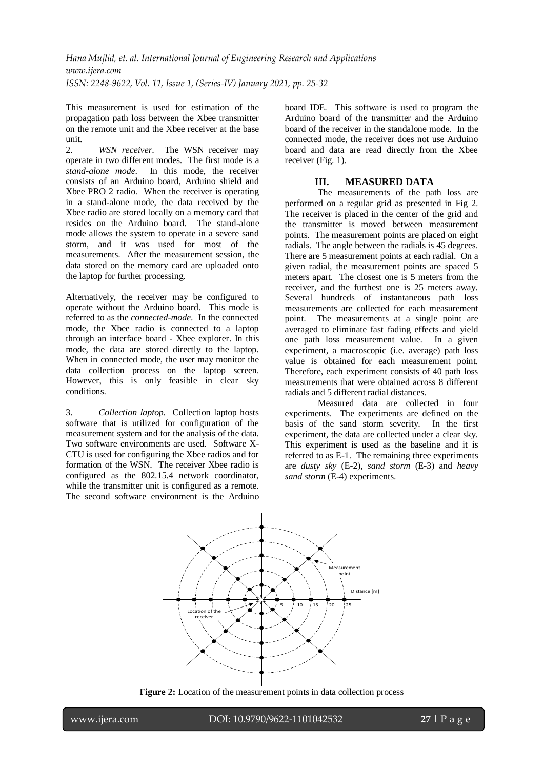This measurement is used for estimation of the propagation path loss between the Xbee transmitter on the remote unit and the Xbee receiver at the base unit.

2. *WSN receiver.* The WSN receiver may operate in two different modes. The first mode is a *stand-alone mode*. In this mode, the receiver consists of an Arduino board, Arduino shield and Xbee PRO 2 radio. When the receiver is operating in a stand-alone mode, the data received by the Xbee radio are stored locally on a memory card that resides on the Arduino board. The stand-alone mode allows the system to operate in a severe sand storm, and it was used for most of the measurements. After the measurement session, the data stored on the memory card are uploaded onto the laptop for further processing.

Alternatively, the receiver may be configured to operate without the Arduino board. This mode is referred to as the *connected-mode*. In the connected mode, the Xbee radio is connected to a laptop through an interface board - Xbee explorer. In this mode, the data are stored directly to the laptop. When in connected mode, the user may monitor the data collection process on the laptop screen. However, this is only feasible in clear sky conditions.

3. *Collection laptop.* Collection laptop hosts software that is utilized for configuration of the measurement system and for the analysis of the data. Two software environments are used. Software X-CTU is used for configuring the Xbee radios and for formation of the WSN. The receiver Xbee radio is configured as the 802.15.4 network coordinator, while the transmitter unit is configured as a remote. The second software environment is the Arduino board IDE. This software is used to program the Arduino board of the transmitter and the Arduino board of the receiver in the standalone mode. In the connected mode, the receiver does not use Arduino board and data are read directly from the Xbee receiver (Fig. 1).

## III. MEASURED DATA

The measurements of the path loss are performed on a regular grid as presented in Fig 2. The receiver is placed in the center of the grid and the transmitter is moved between measurement points. The measurement points are placed on eight radials. The angle between the radials is 45 degrees. There are 5 measurement points at each radial. On a given radial, the measurement points are spaced 5 meters apart. The closest one is 5 meters from the receiver, and the furthest one is 25 meters away. Several hundreds of instantaneous path loss measurements are collected for each measurement point. The measurements at a single point are averaged to eliminate fast fading effects and yield one path loss measurement value. In a given experiment, a macroscopic (i.e. average) path loss value is obtained for each measurement point. Therefore, each experiment consists of 40 path loss measurements that were obtained across 8 different radials and 5 different radial distances.

Measured data are collected in four experiments. The experiments are defined on the basis of the sand storm severity. In the first experiment, the data are collected under a clear sky. This experiment is used as the baseline and it is referred to as E-1. The remaining three experiments are *dusty sky* (E-2), *sand storm* (E-3) and *heavy sand storm* (E-4) experiments.

**Figure 2:** Location of the measurement points in data collection process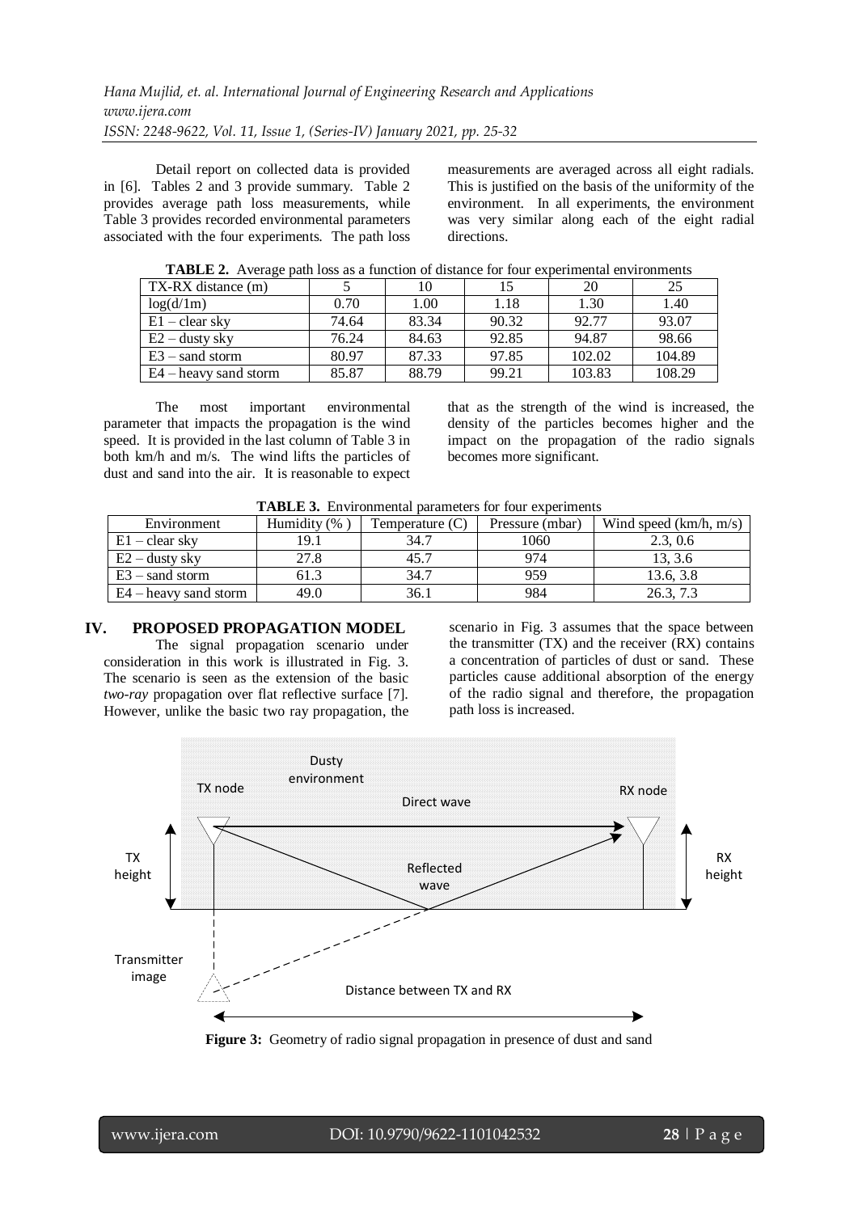Detail report on collected data is provided in [6]. Tables 2 and 3 provide summary. Table 2 provides average path loss measurements, while Table 3 provides recorded environmental parameters associated with the four experiments. The path loss measurements are averaged across all eight radials. This is justified on the basis of the uniformity of the environment. In all experiments, the environment was very similar along each of the eight radial directions.

**TABLE 2.** Average path loss as a function of distance for four experimental environments

| TX-RX distance (m) | 5 | 10 | 15 | 20 | 25 |
|---|---|---|---|---|---|
| log(d/1m) | 0.70 | 1.00 | 1.18 | 1.30 | 1.40 |
| E1 – clear sky | 74.64 | 83.34 | 90.32 | 92.77 | 93.07 |
| E2 – dusty sky | 76.24 | 84.63 | 92.85 | 94.87 | 98.66 |
| E3 – sand storm | 80.97 | 87.33 | 97.85 | 102.02 | 104.89 |
| E4 – heavy sand storm | 85.87 | 88.79 | 99.21 | 103.83 | 108.29 |

The most important environmental parameter that impacts the propagation is the wind speed. It is provided in the last column of Table 3 in both km/h and m/s. The wind lifts the particles of dust and sand into the air. It is reasonable to expect that as the strength of the wind is increased, the density of the particles becomes higher and the impact on the propagation of the radio signals becomes more significant.

**TABLE 3.** Environmental parameters for four experiments

| Environment | Humidity (% ) | Temperature (C) | Pressure (mbar) | Wind speed (km/h, m/s) |
|---|---|---|---|---|
| E1 – clear sky | 19.1 | 34.7 | 1060 | 2.3, 0.6 |
| E2 – dusty sky | 27.8 | 45.7 | 974 | 13, 3.6 |
| E3 – sand storm | 61.3 | 34.7 | 959 | 13.6, 3.8 |
| E4 – heavy sand storm | 49.0 | 36.1 | 984 | 26.3, 7.3 |

## IV. PROPOSED PROPAGATION MODEL

The signal propagation scenario under consideration in this work is illustrated in Fig. 3. The scenario is seen as the extension of the basic *two-ray* propagation over flat reflective surface [7]. However, unlike the basic two ray propagation, the scenario in Fig. 3 assumes that the space between the transmitter (TX) and the receiver (RX) contains a concentration of particles of dust or sand. These particles cause additional absorption of the energy of the radio signal and therefore, the propagation path loss is increased.

**Figure 3:** Geometry of radio signal propagation in presence of dust and sand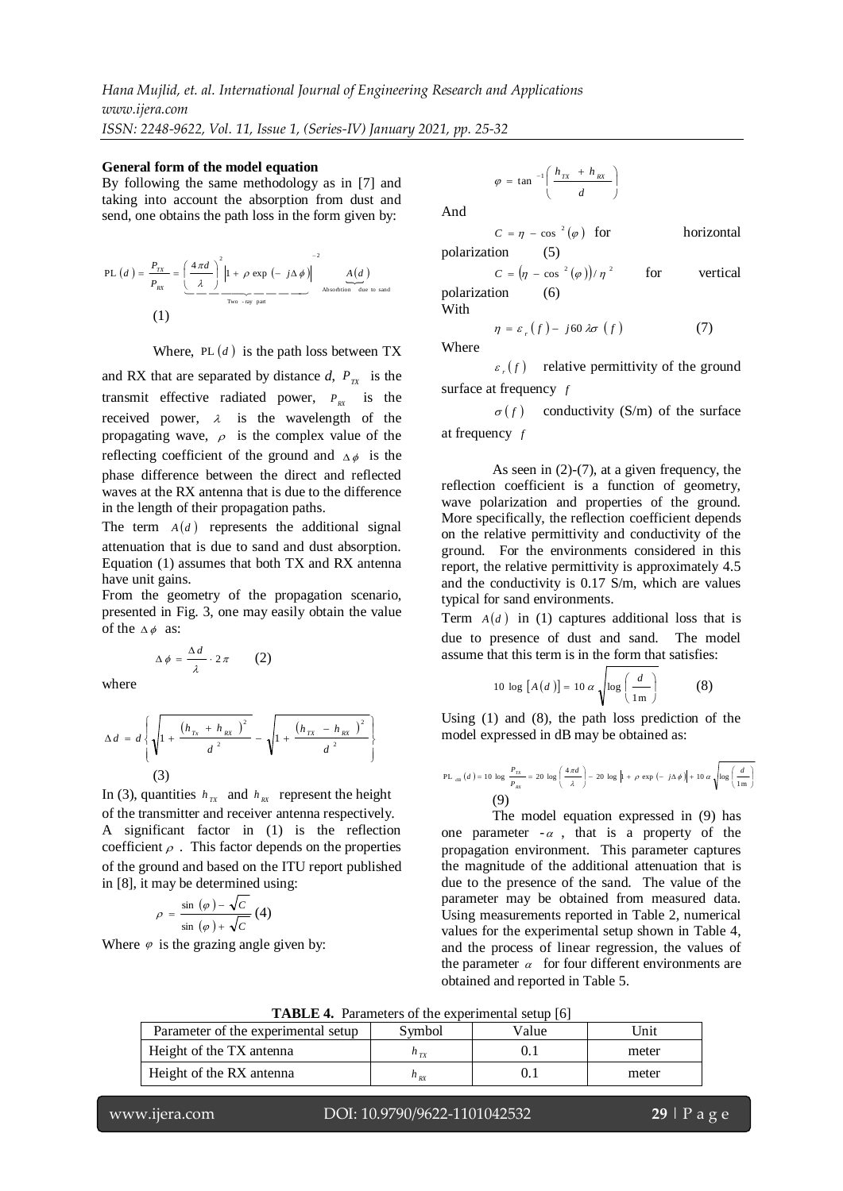**General form of the model equation**

By following the same methodology as in [7] and taking into account the absorption from dust and send, one obtains the path loss in the form given by:

$$\mathrm{PL}(d) = \frac{P_{TX}}{P_{RX}} = \underbrace{\left(\frac{4\pi d}{\lambda}\right)^2 \left|1 + \rho \exp(-j\Delta\phi)\right|^{-2}}_{\text{Two-ray part}} \underbrace{A(d)}_{\text{Absorbtion due to sand}}$$

(1)

Where, $\mathrm{PL}(d)$ is the path loss between TX and RX that are separated by distance $d$, $P_{TX}$ is the transmit effective radiated power, $P_{RX}$ is the received power, $\lambda$ is the wavelength of the propagating wave, $\rho$ is the complex value of the reflecting coefficient of the ground and $\Delta\phi$ is the phase difference between the direct and reflected waves at the RX antenna that is due to the difference in the length of their propagation paths.

The term $A(d)$ represents the additional signal attenuation that is due to sand and dust absorption. Equation (1) assumes that both TX and RX antenna have unit gains.

From the geometry of the propagation scenario, presented in Fig. 3, one may easily obtain the value of the $\Delta\phi$ as:

$$\Delta\phi = \frac{\Delta d}{\lambda} \cdot 2\pi \qquad (2)$$

where

$$\Delta d = d\left\{\sqrt{1 + \frac{(h_{TX} + h_{RX})^2}{d^2}} - \sqrt{1 + \frac{(h_{TX} - h_{RX})^2}{d^2}}\right\}$$

(3)

In (3), quantities $h_{TX}$ and $h_{RX}$ represent the height of the transmitter and receiver antenna respectively.

A significant factor in (1) is the reflection coefficient $\rho$. This factor depends on the properties of the ground and based on the ITU report published in [8], it may be determined using:

$$\rho = \frac{\sin(\varphi) - \sqrt{C}}{\sin(\varphi) + \sqrt{C}} \quad (4)$$

Where $\varphi$ is the grazing angle given by:

$$\varphi = \tan^{-1}\left(\frac{h_{TX} + h_{RX}}{d}\right)$$

And

$$C = \eta - \cos^2(\varphi) \quad \text{for horizontal polarization} \qquad (5)$$

$$C = \left(\eta - \cos^2(\varphi)\right)/\eta^2 \quad \text{for vertical polarization} \qquad (6)$$

With

$$\eta = \varepsilon_r(f) - j60\lambda\sigma(f) \qquad (7)$$

Where

$\varepsilon_r(f)$ relative permittivity of the ground surface at frequency $f$

$\sigma(f)$ conductivity (S/m) of the surface at frequency $f$

As seen in (2)-(7), at a given frequency, the reflection coefficient is a function of geometry, wave polarization and properties of the ground. More specifically, the reflection coefficient depends on the relative permittivity and conductivity of the ground. For the environments considered in this report, the relative permittivity is approximately 4.5 and the conductivity is 0.17 S/m, which are values typical for sand environments.

Term $A(d)$ in (1) captures additional loss that is due to presence of dust and sand. The model assume that this term is in the form that satisfies:

$$10\log\left[A(d)\right] = 10\alpha\sqrt{\log\left(\frac{d}{1\mathrm{m}}\right)} \qquad (8)$$

Using (1) and (8), the path loss prediction of the model expressed in dB may be obtained as:

$$\mathrm{PL}_{dB}(d) = 10\log\frac{P_{TX}}{P_{RX}} = 20\log\left(\frac{4\pi d}{\lambda}\right) - 20\log\left|1 + \rho\exp(-j\Delta\phi)\right| + 10\alpha\sqrt{\log\left(\frac{d}{1\mathrm{m}}\right)}$$

(9)

The model equation expressed in (9) has one parameter -$\alpha$, that is a property of the propagation environment. This parameter captures the magnitude of the additional attenuation that is due to the presence of the sand. The value of the parameter may be obtained from measured data. Using measurements reported in Table 2, numerical values for the experimental setup shown in Table 4, and the process of linear regression, the values of the parameter $\alpha$ for four different environments are obtained and reported in Table 5.

**TABLE 4.** Parameters of the experimental setup [6]

| Parameter of the experimental setup | Symbol | Value | Unit |
|---|---|---|---|
| Height of the TX antenna | $h_{TX}$ | 0.1 | meter |
| Height of the RX antenna | $h_{RX}$ | 0.1 | meter |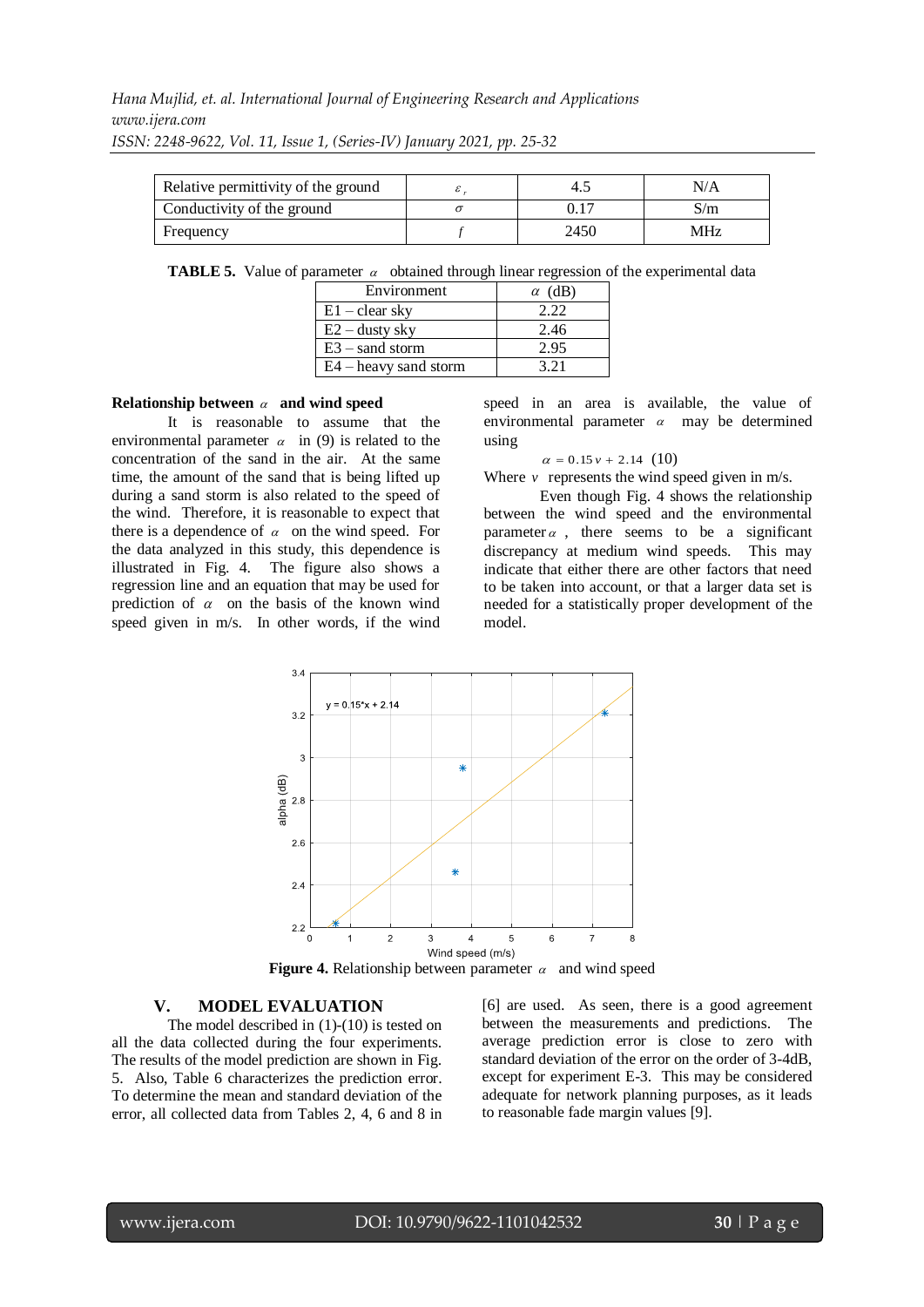| Relative permittivity of the ground | $\varepsilon_r$ | 4.5 | N/A |
|---|---|---|---|
| Conductivity of the ground | $\sigma$ | 0.17 | S/m |
| Frequency | $f$ | 2450 | MHz |

**TABLE 5.** Value of parameter $\alpha$ obtained through linear regression of the experimental data

| Environment | $\alpha$ (dB) |
|---|---|
| E1 – clear sky | 2.22 |
| E2 – dusty sky | 2.46 |
| E3 – sand storm | 2.95 |
| E4 – heavy sand storm | 3.21 |

**Relationship between $\alpha$ and wind speed**

It is reasonable to assume that the environmental parameter $\alpha$ in (9) is related to the concentration of the sand in the air. At the same time, the amount of the sand that is being lifted up during a sand storm is also related to the speed of the wind. Therefore, it is reasonable to expect that there is a dependence of $\alpha$ on the wind speed. For the data analyzed in this study, this dependence is illustrated in Fig. 4. The figure also shows a regression line and an equation that may be used for prediction of $\alpha$ on the basis of the known wind speed given in m/s. In other words, if the wind speed in an area is available, the value of environmental parameter $\alpha$ may be determined using

$$\alpha = 0.15\,v + 2.14 \quad (10)$$

Where $v$ represents the wind speed given in m/s.

Even though Fig. 4 shows the relationship between the wind speed and the environmental parameter $\alpha$, there seems to be a significant discrepancy at medium wind speeds. This may indicate that either there are other factors that need to be taken into account, or that a larger data set is needed for a statistically proper development of the model.

**Figure 4.** Relationship between parameter $\alpha$ and wind speed

## V. MODEL EVALUATION

The model described in (1)-(10) is tested on all the data collected during the four experiments. The results of the model prediction are shown in Fig. 5. Also, Table 6 characterizes the prediction error. To determine the mean and standard deviation of the error, all collected data from Tables 2, 4, 6 and 8 in [6] are used. As seen, there is a good agreement between the measurements and predictions. The average prediction error is close to zero with standard deviation of the error on the order of 3-4dB, except for experiment E-3. This may be considered adequate for network planning purposes, as it leads to reasonable fade margin values [9].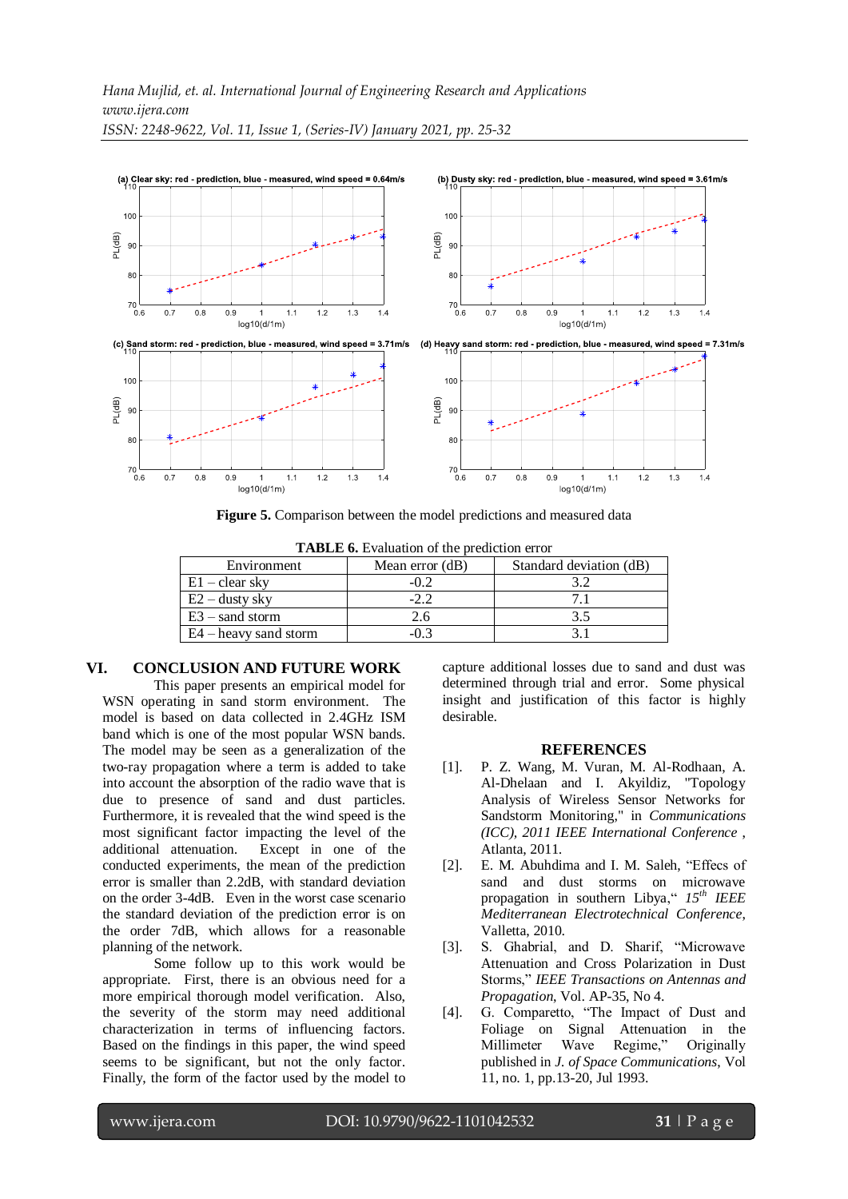**Figure 5.** Comparison between the model predictions and measured data

**TABLE 6.** Evaluation of the prediction error

| Environment | Mean error (dB) | Standard deviation (dB) |
|---|---|---|
| E1 – clear sky | -0.2 | 3.2 |
| E2 – dusty sky | -2.2 | 7.1 |
| E3 – sand storm | 2.6 | 3.5 |
| E4 – heavy sand storm | -0.3 | 3.1 |

## VI. CONCLUSION AND FUTURE WORK

This paper presents an empirical model for WSN operating in sand storm environment. The model is based on data collected in 2.4GHz ISM band which is one of the most popular WSN bands. The model may be seen as a generalization of the two-ray propagation where a term is added to take into account the absorption of the radio wave that is due to presence of sand and dust particles. Furthermore, it is revealed that the wind speed is the most significant factor impacting the level of the additional attenuation. Except in one of the conducted experiments, the mean of the prediction error is smaller than 2.2dB, with standard deviation on the order 3-4dB. Even in the worst case scenario the standard deviation of the prediction error is on the order 7dB, which allows for a reasonable planning of the network.

Some follow up to this work would be appropriate. First, there is an obvious need for a more empirical thorough model verification. Also, the severity of the storm may need additional characterization in terms of influencing factors. Based on the findings in this paper, the wind speed seems to be significant, but not the only factor. Finally, the form of the factor used by the model to capture additional losses due to sand and dust was determined through trial and error. Some physical insight and justification of this factor is highly desirable.

## REFERENCES

[1]. P. Z. Wang, M. Vuran, M. Al-Rodhaan, A. Al-Dhelaan and I. Akyildiz, "Topology Analysis of Wireless Sensor Networks for Sandstorm Monitoring," in *Communications (ICC), 2011 IEEE International Conference* , Atlanta, 2011.

[2]. E. M. Abuhdima and I. M. Saleh, "Effecs of sand and dust storms on microwave propagation in southern Libya," *15th IEEE Mediterranean Electrotechnical Conference*, Valletta, 2010.

[3]. S. Ghabrial, and D. Sharif, "Microwave Attenuation and Cross Polarization in Dust Storms," *IEEE Transactions on Antennas and Propagation*, Vol. AP-35, No 4.

[4]. G. Comparetto, "The Impact of Dust and Foliage on Signal Attenuation in the Millimeter Wave Regime," Originally published in *J. of Space Communications*, Vol 11, no. 1, pp.13-20, Jul 1993.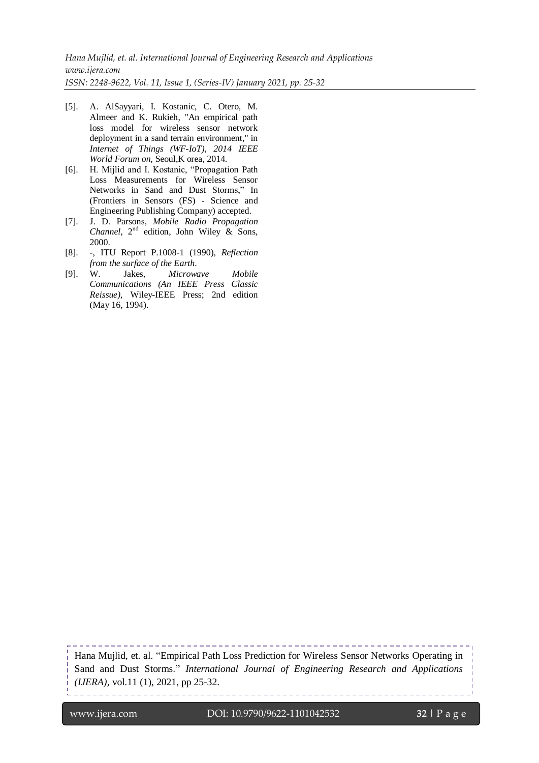[5]. A. AlSayyari, I. Kostanic, C. Otero, M. Almeer and K. Rukieh, "An empirical path loss model for wireless sensor network deployment in a sand terrain environment," in *Internet of Things (WF-IoT), 2014 IEEE World Forum on*, Seoul,K orea, 2014.

[6]. H. Mijlid and I. Kostanic, "Propagation Path Loss Measurements for Wireless Sensor Networks in Sand and Dust Storms," In (Frontiers in Sensors (FS) - Science and Engineering Publishing Company) accepted.

[7]. J. D. Parsons, *Mobile Radio Propagation Channel*, 2nd edition, John Wiley & Sons, 2000.

[8]. -, ITU Report P.1008-1 (1990), *Reflection from the surface of the Earth*.

[9]. W. Jakes, *Microwave Mobile Communications (An IEEE Press Classic Reissue)*, Wiley-IEEE Press; 2nd edition (May 16, 1994).

Hana Mujlid, et. al. "Empirical Path Loss Prediction for Wireless Sensor Networks Operating in Sand and Dust Storms." *International Journal of Engineering Research and Applications (IJERA)*, vol.11 (1), 2021, pp 25-32.